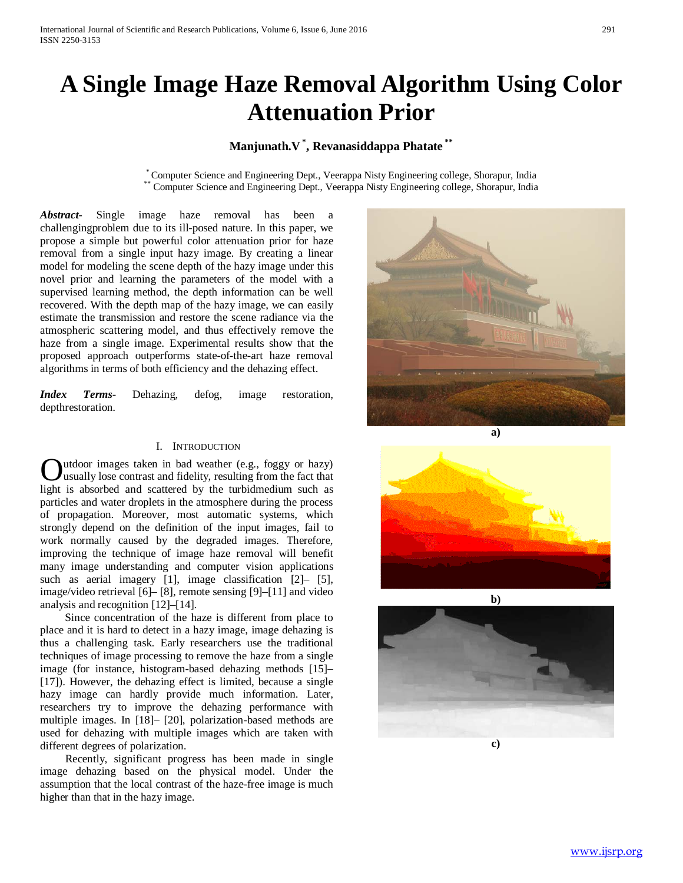# A Single Image Haze Removal Algorithm Using Color Attenuation Prior

**Manjunath.V [*], Revanasiddappa Phatate [**]**

[*] Computer Science and Engineering Dept., Veerappa Nisty Engineering college, Shorapur, India
[**] Computer Science and Engineering Dept., Veerappa Nisty Engineering college, Shorapur, India

***Abstract-*** Single image haze removal has been a challengingproblem due to its ill-posed nature. In this paper, we propose a simple but powerful color attenuation prior for haze removal from a single input hazy image. By creating a linear model for modeling the scene depth of the hazy image under this novel prior and learning the parameters of the model with a supervised learning method, the depth information can be well recovered. With the depth map of the hazy image, we can easily estimate the transmission and restore the scene radiance via the atmospheric scattering model, and thus effectively remove the haze from a single image. Experimental results show that the proposed approach outperforms state-of-the-art haze removal algorithms in terms of both efficiency and the dehazing effect.

***Index Terms-*** Dehazing, defog, image restoration, depthrestoration.

## I. Introduction

Outdoor images taken in bad weather (e.g., foggy or hazy) usually lose contrast and fidelity, resulting from the fact that light is absorbed and scattered by the turbidmedium such as particles and water droplets in the atmosphere during the process of propagation. Moreover, most automatic systems, which strongly depend on the definition of the input images, fail to work normally caused by the degraded images. Therefore, improving the technique of image haze removal will benefit many image understanding and computer vision applications such as aerial imagery [1], image classification [2]– [5], image/video retrieval [6]– [8], remote sensing [9]–[11] and video analysis and recognition [12]–[14].

Since concentration of the haze is different from place to place and it is hard to detect in a hazy image, image dehazing is thus a challenging task. Early researchers use the traditional techniques of image processing to remove the haze from a single image (for instance, histogram-based dehazing methods [15]–[17]). However, the dehazing effect is limited, because a single hazy image can hardly provide much information. Later, researchers try to improve the dehazing performance with multiple images. In [18]– [20], polarization-based methods are used for dehazing with multiple images which are taken with different degrees of polarization.

Recently, significant progress has been made in single image dehazing based on the physical model. Under the assumption that the local contrast of the haze-free image is much higher than that in the hazy image.

a)

b)

c)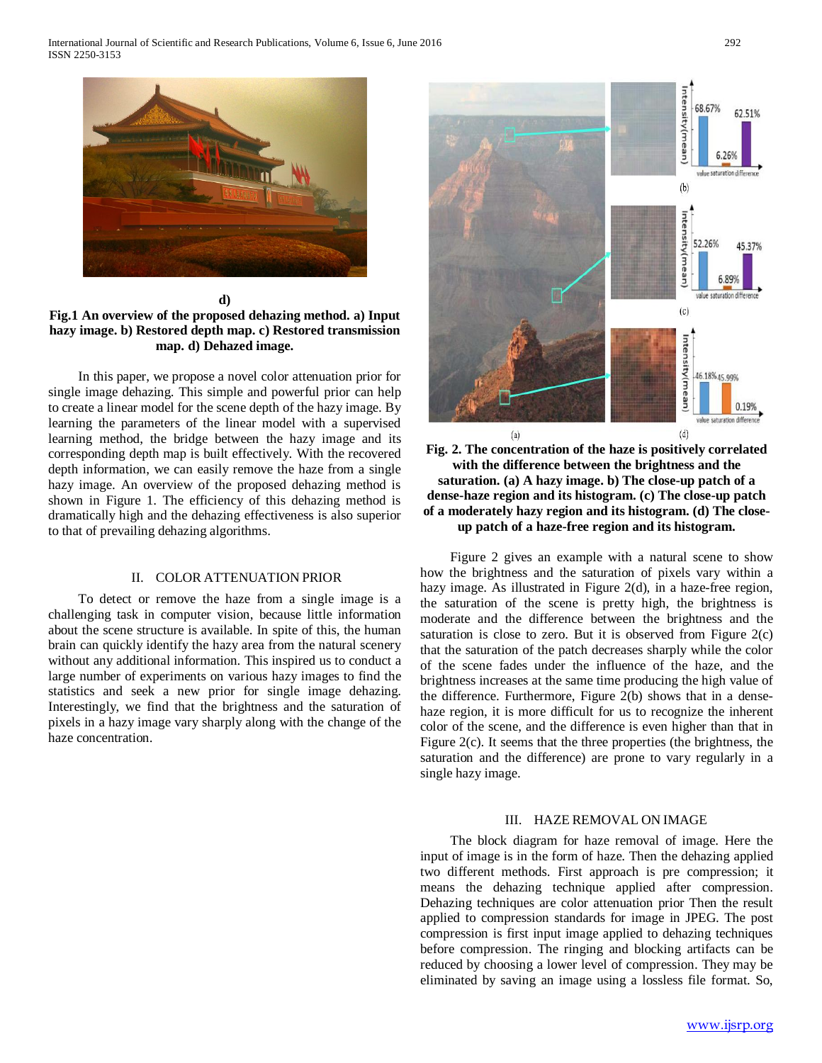d)

**Fig.1 An overview of the proposed dehazing method. a) Input hazy image. b) Restored depth map. c) Restored transmission map. d) Dehazed image.**

In this paper, we propose a novel color attenuation prior for single image dehazing. This simple and powerful prior can help to create a linear model for the scene depth of the hazy image. By learning the parameters of the linear model with a supervised learning method, the bridge between the hazy image and its corresponding depth map is built effectively. With the recovered depth information, we can easily remove the haze from a single hazy image. An overview of the proposed dehazing method is shown in Figure 1. The efficiency of this dehazing method is dramatically high and the dehazing effectiveness is also superior to that of prevailing dehazing algorithms.

## II. COLOR ATTENUATION PRIOR

To detect or remove the haze from a single image is a challenging task in computer vision, because little information about the scene structure is available. In spite of this, the human brain can quickly identify the hazy area from the natural scenery without any additional information. This inspired us to conduct a large number of experiments on various hazy images to find the statistics and seek a new prior for single image dehazing. Interestingly, we find that the brightness and the saturation of pixels in a hazy image vary sharply along with the change of the haze concentration.

**Fig. 2. The concentration of the haze is positively correlated with the difference between the brightness and the saturation. (a) A hazy image. b) The close-up patch of a dense-haze region and its histogram. (c) The close-up patch of a moderately hazy region and its histogram. (d) The close-up patch of a haze-free region and its histogram.**

Figure 2 gives an example with a natural scene to show how the brightness and the saturation of pixels vary within a hazy image. As illustrated in Figure 2(d), in a haze-free region, the saturation of the scene is pretty high, the brightness is moderate and the difference between the brightness and the saturation is close to zero. But it is observed from Figure 2(c) that the saturation of the patch decreases sharply while the color of the scene fades under the influence of the haze, and the brightness increases at the same time producing the high value of the difference. Furthermore, Figure 2(b) shows that in a dense-haze region, it is more difficult for us to recognize the inherent color of the scene, and the difference is even higher than that in Figure 2(c). It seems that the three properties (the brightness, the saturation and the difference) are prone to vary regularly in a single hazy image.

## III. HAZE REMOVAL ON IMAGE

The block diagram for haze removal of image. Here the input of image is in the form of haze. Then the dehazing applied two different methods. First approach is pre compression; it means the dehazing technique applied after compression. Dehazing techniques are color attenuation prior Then the result applied to compression standards for image in JPEG. The post compression is first input image applied to dehazing techniques before compression. The ringing and blocking artifacts can be reduced by choosing a lower level of compression. They may be eliminated by saving an image using a lossless file format. So,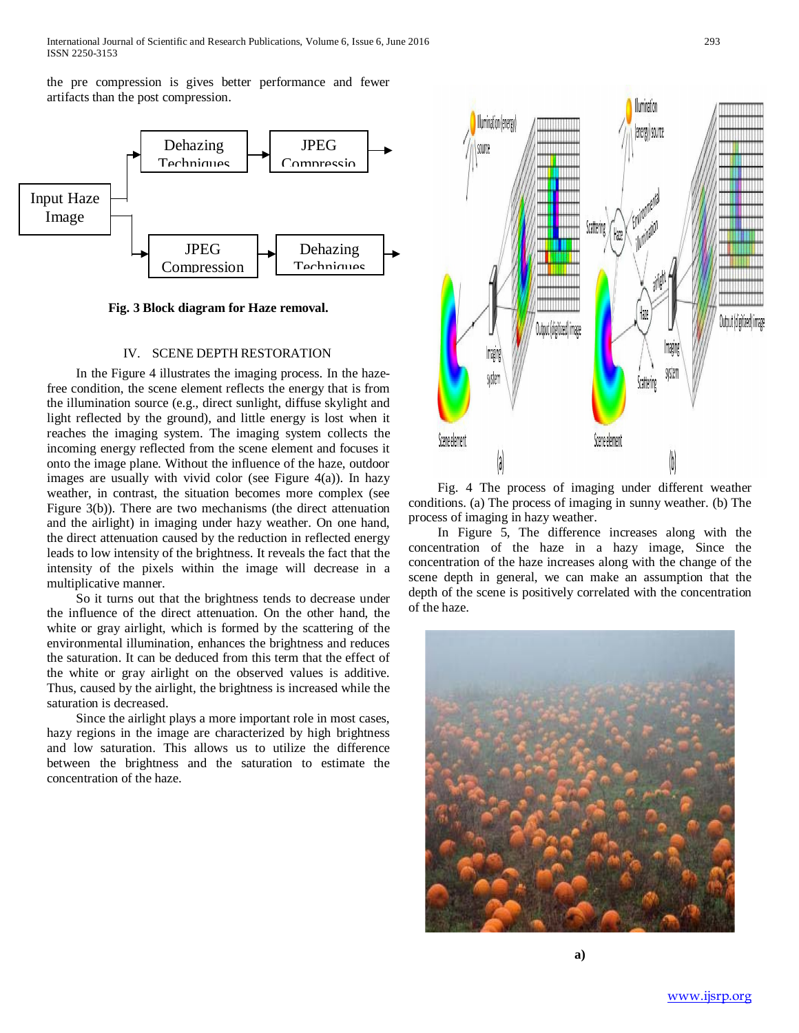the pre compression is gives better performance and fewer artifacts than the post compression.

**Fig. 3 Block diagram for Haze removal.**

## IV. SCENE DEPTH RESTORATION

In the Figure 4 illustrates the imaging process. In the haze-free condition, the scene element reflects the energy that is from the illumination source (e.g., direct sunlight, diffuse skylight and light reflected by the ground), and little energy is lost when it reaches the imaging system. The imaging system collects the incoming energy reflected from the scene element and focuses it onto the image plane. Without the influence of the haze, outdoor images are usually with vivid color (see Figure 4(a)). In hazy weather, in contrast, the situation becomes more complex (see Figure 3(b)). There are two mechanisms (the direct attenuation and the airlight) in imaging under hazy weather. On one hand, the direct attenuation caused by the reduction in reflected energy leads to low intensity of the brightness. It reveals the fact that the intensity of the pixels within the image will decrease in a multiplicative manner.

So it turns out that the brightness tends to decrease under the influence of the direct attenuation. On the other hand, the white or gray airlight, which is formed by the scattering of the environmental illumination, enhances the brightness and reduces the saturation. It can be deduced from this term that the effect of the white or gray airlight on the observed values is additive. Thus, caused by the airlight, the brightness is increased while the saturation is decreased.

Since the airlight plays a more important role in most cases, hazy regions in the image are characterized by high brightness and low saturation. This allows us to utilize the difference between the brightness and the saturation to estimate the concentration of the haze.

Fig. 4 The process of imaging under different weather conditions. (a) The process of imaging in sunny weather. (b) The process of imaging in hazy weather.

In Figure 5, The difference increases along with the concentration of the haze in a hazy image, Since the concentration of the haze increases along with the change of the scene depth in general, we can make an assumption that the depth of the scene is positively correlated with the concentration of the haze.

**a)**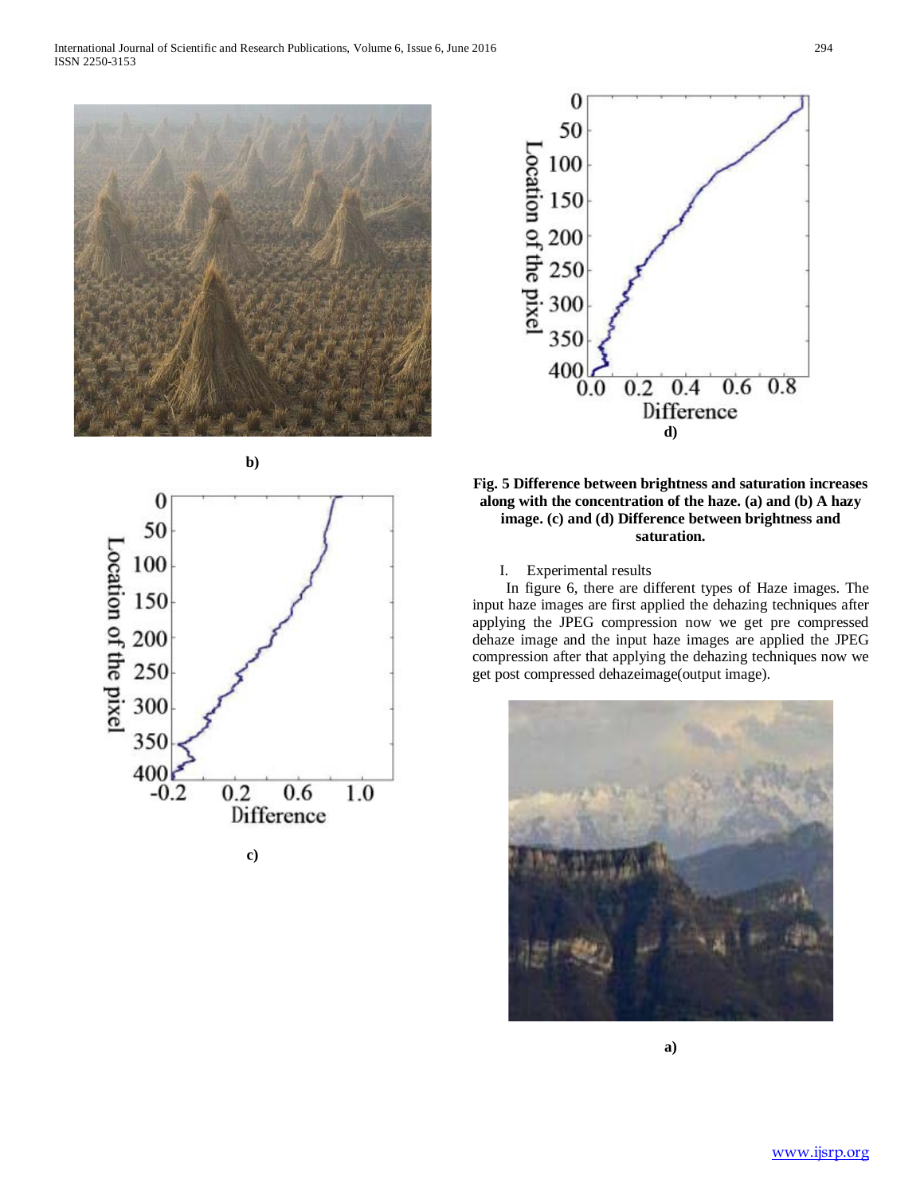b)

c)

d)

**Fig. 5 Difference between brightness and saturation increases along with the concentration of the haze. (a) and (b) A hazy image. (c) and (d) Difference between brightness and saturation.**

I. Experimental results

In figure 6, there are different types of Haze images. The input haze images are first applied the dehazing techniques after applying the JPEG compression now we get pre compressed dehaze image and the input haze images are applied the JPEG compression after that applying the dehazing techniques now we get post compressed dehazeimage(output image).

a)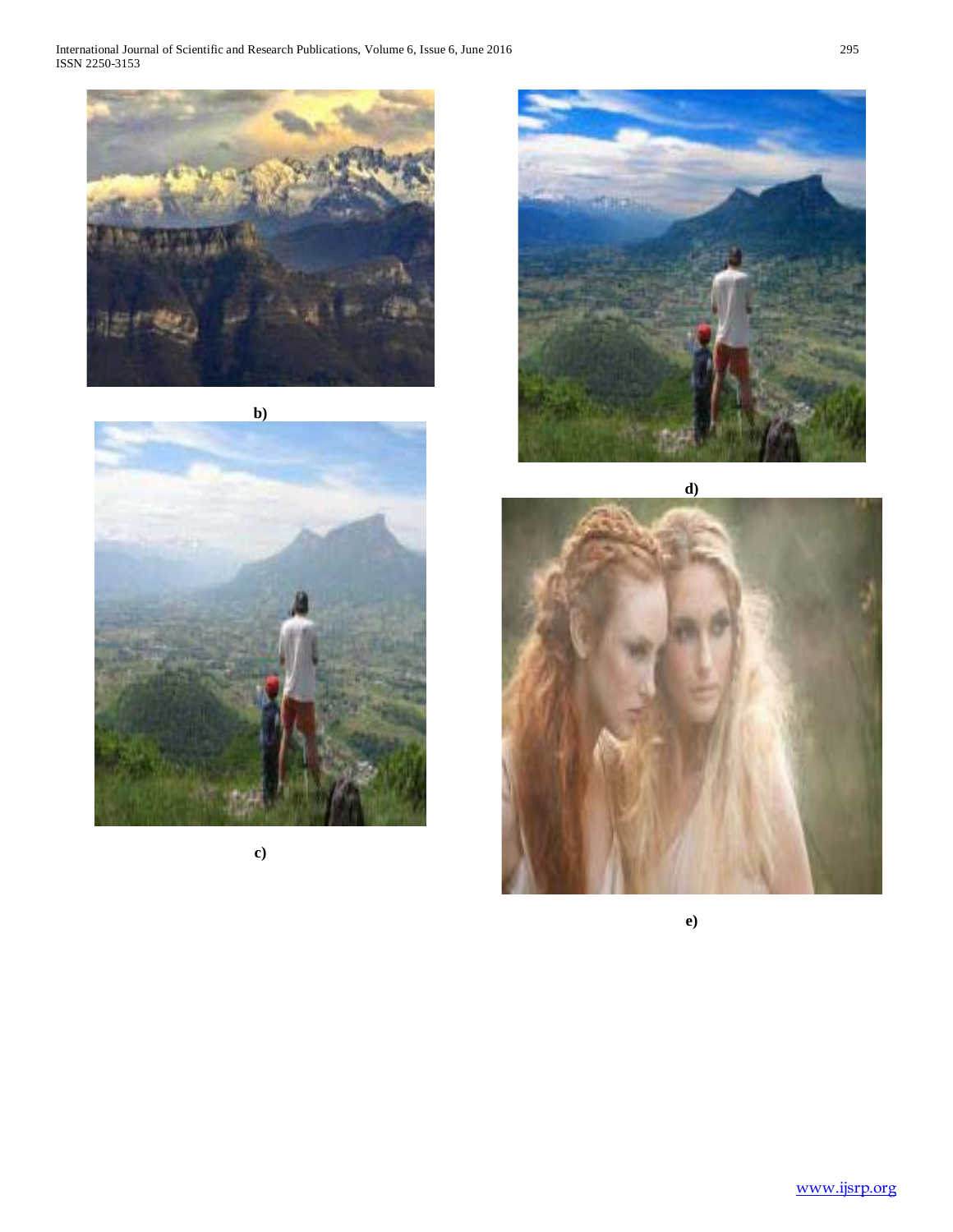b)

c)

d)

e)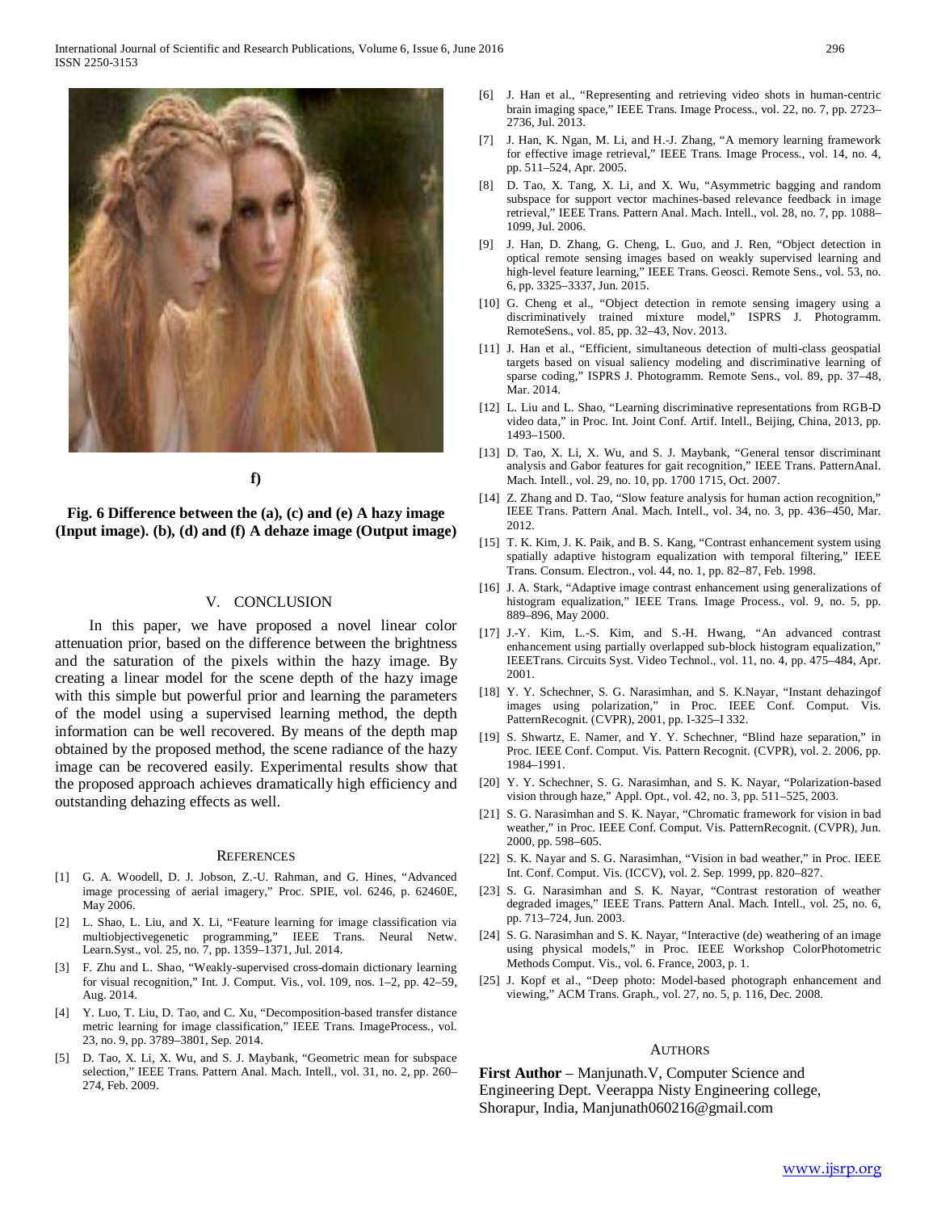f)

**Fig. 6 Difference between the (a), (c) and (e) A hazy image (Input image). (b), (d) and (f) A dehaze image (Output image)**

## V. CONCLUSION

In this paper, we have proposed a novel linear color attenuation prior, based on the difference between the brightness and the saturation of the pixels within the hazy image. By creating a linear model for the scene depth of the hazy image with this simple but powerful prior and learning the parameters of the model using a supervised learning method, the depth information can be well recovered. By means of the depth map obtained by the proposed method, the scene radiance of the hazy image can be recovered easily. Experimental results show that the proposed approach achieves dramatically high efficiency and outstanding dehazing effects as well.

## REFERENCES

[1] G. A. Woodell, D. J. Jobson, Z.-U. Rahman, and G. Hines, "Advanced image processing of aerial imagery," Proc. SPIE, vol. 6246, p. 62460E, May 2006.

[2] L. Shao, L. Liu, and X. Li, "Feature learning for image classification via multiobjectivegenetic programming," IEEE Trans. Neural Netw. Learn.Syst., vol. 25, no. 7, pp. 1359–1371, Jul. 2014.

[3] F. Zhu and L. Shao, "Weakly-supervised cross-domain dictionary learning for visual recognition," Int. J. Comput. Vis., vol. 109, nos. 1–2, pp. 42–59, Aug. 2014.

[4] Y. Luo, T. Liu, D. Tao, and C. Xu, "Decomposition-based transfer distance metric learning for image classification," IEEE Trans. ImageProcess., vol. 23, no. 9, pp. 3789–3801, Sep. 2014.

[5] D. Tao, X. Li, X. Wu, and S. J. Maybank, "Geometric mean for subspace selection," IEEE Trans. Pattern Anal. Mach. Intell., vol. 31, no. 2, pp. 260–274, Feb. 2009.

[6] J. Han et al., "Representing and retrieving video shots in human-centric brain imaging space," IEEE Trans. Image Process., vol. 22, no. 7, pp. 2723–2736, Jul. 2013.

[7] J. Han, K. Ngan, M. Li, and H.-J. Zhang, "A memory learning framework for effective image retrieval," IEEE Trans. Image Process., vol. 14, no. 4, pp. 511–524, Apr. 2005.

[8] D. Tao, X. Tang, X. Li, and X. Wu, "Asymmetric bagging and random subspace for support vector machines-based relevance feedback in image retrieval," IEEE Trans. Pattern Anal. Mach. Intell., vol. 28, no. 7, pp. 1088–1099, Jul. 2006.

[9] J. Han, D. Zhang, G. Cheng, L. Guo, and J. Ren, "Object detection in optical remote sensing images based on weakly supervised learning and high-level feature learning," IEEE Trans. Geosci. Remote Sens., vol. 53, no. 6, pp. 3325–3337, Jun. 2015.

[10] G. Cheng et al., "Object detection in remote sensing imagery using a discriminatively trained mixture model," ISPRS J. Photogramm. RemoteSens., vol. 85, pp. 32–43, Nov. 2013.

[11] J. Han et al., "Efficient, simultaneous detection of multi-class geospatial targets based on visual saliency modeling and discriminative learning of sparse coding," ISPRS J. Photogramm. Remote Sens., vol. 89, pp. 37–48, Mar. 2014.

[12] L. Liu and L. Shao, "Learning discriminative representations from RGB-D video data," in Proc. Int. Joint Conf. Artif. Intell., Beijing, China, 2013, pp. 1493–1500.

[13] D. Tao, X. Li, X. Wu, and S. J. Maybank, "General tensor discriminant analysis and Gabor features for gait recognition," IEEE Trans. PatternAnal. Mach. Intell., vol. 29, no. 10, pp. 1700 1715, Oct. 2007.

[14] Z. Zhang and D. Tao, "Slow feature analysis for human action recognition," IEEE Trans. Pattern Anal. Mach. Intell., vol. 34, no. 3, pp. 436–450, Mar. 2012.

[15] T. K. Kim, J. K. Paik, and B. S. Kang, "Contrast enhancement system using spatially adaptive histogram equalization with temporal filtering," IEEE Trans. Consum. Electron., vol. 44, no. 1, pp. 82–87, Feb. 1998.

[16] J. A. Stark, "Adaptive image contrast enhancement using generalizations of histogram equalization," IEEE Trans. Image Process., vol. 9, no. 5, pp. 889–896, May 2000.

[17] J.-Y. Kim, L.-S. Kim, and S.-H. Hwang, "An advanced contrast enhancement using partially overlapped sub-block histogram equalization," IEEETrans. Circuits Syst. Video Technol., vol. 11, no. 4, pp. 475–484, Apr. 2001.

[18] Y. Y. Schechner, S. G. Narasimhan, and S. K.Nayar, "Instant dehazingof images using polarization," in Proc. IEEE Conf. Comput. Vis. PatternRecognit. (CVPR), 2001, pp. I-325–I 332.

[19] S. Shwartz, E. Namer, and Y. Y. Schechner, "Blind haze separation," in Proc. IEEE Conf. Comput. Vis. Pattern Recognit. (CVPR), vol. 2. 2006, pp. 1984–1991.

[20] Y. Y. Schechner, S. G. Narasimhan, and S. K. Nayar, "Polarization-based vision through haze," Appl. Opt., vol. 42, no. 3, pp. 511–525, 2003.

[21] S. G. Narasimhan and S. K. Nayar, "Chromatic framework for vision in bad weather," in Proc. IEEE Conf. Comput. Vis. PatternRecognit. (CVPR), Jun. 2000, pp. 598–605.

[22] S. K. Nayar and S. G. Narasimhan, "Vision in bad weather," in Proc. IEEE Int. Conf. Comput. Vis. (ICCV), vol. 2. Sep. 1999, pp. 820–827.

[23] S. G. Narasimhan and S. K. Nayar, "Contrast restoration of weather degraded images," IEEE Trans. Pattern Anal. Mach. Intell., vol. 25, no. 6, pp. 713–724, Jun. 2003.

[24] S. G. Narasimhan and S. K. Nayar, "Interactive (de) weathering of an image using physical models," in Proc. IEEE Workshop ColorPhotometric Methods Comput. Vis., vol. 6. France, 2003, p. 1.

[25] J. Kopf et al., "Deep photo: Model-based photograph enhancement and viewing," ACM Trans. Graph., vol. 27, no. 5, p. 116, Dec. 2008.

## AUTHORS

**First Author** – Manjunath.V, Computer Science and Engineering Dept. Veerappa Nisty Engineering college, Shorapur, India, Manjunath060216@gmail.com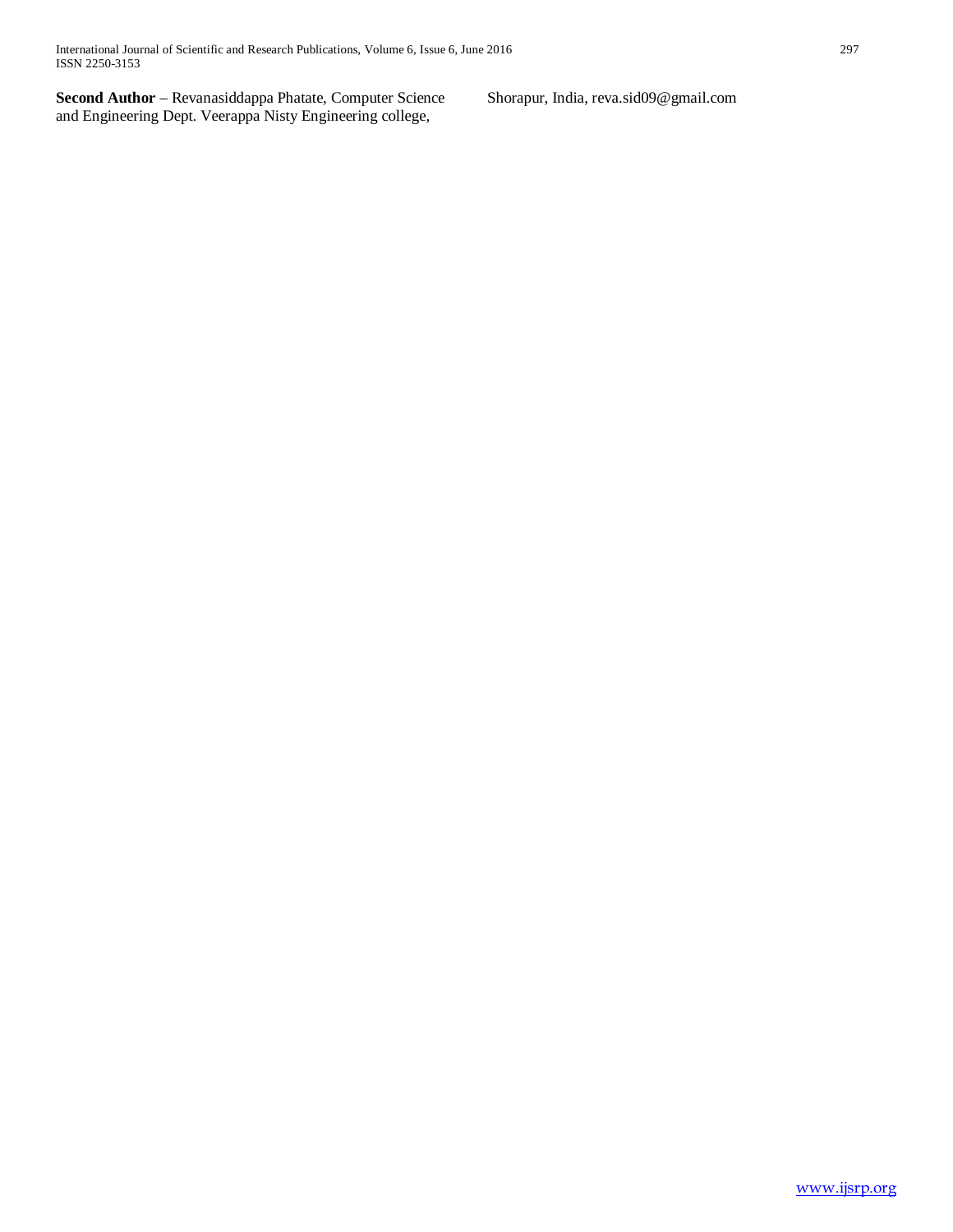**Second Author** – Revanasiddappa Phatate, Computer Science and Engineering Dept. Veerappa Nisty Engineering college, Shorapur, India, reva.sid09@gmail.com